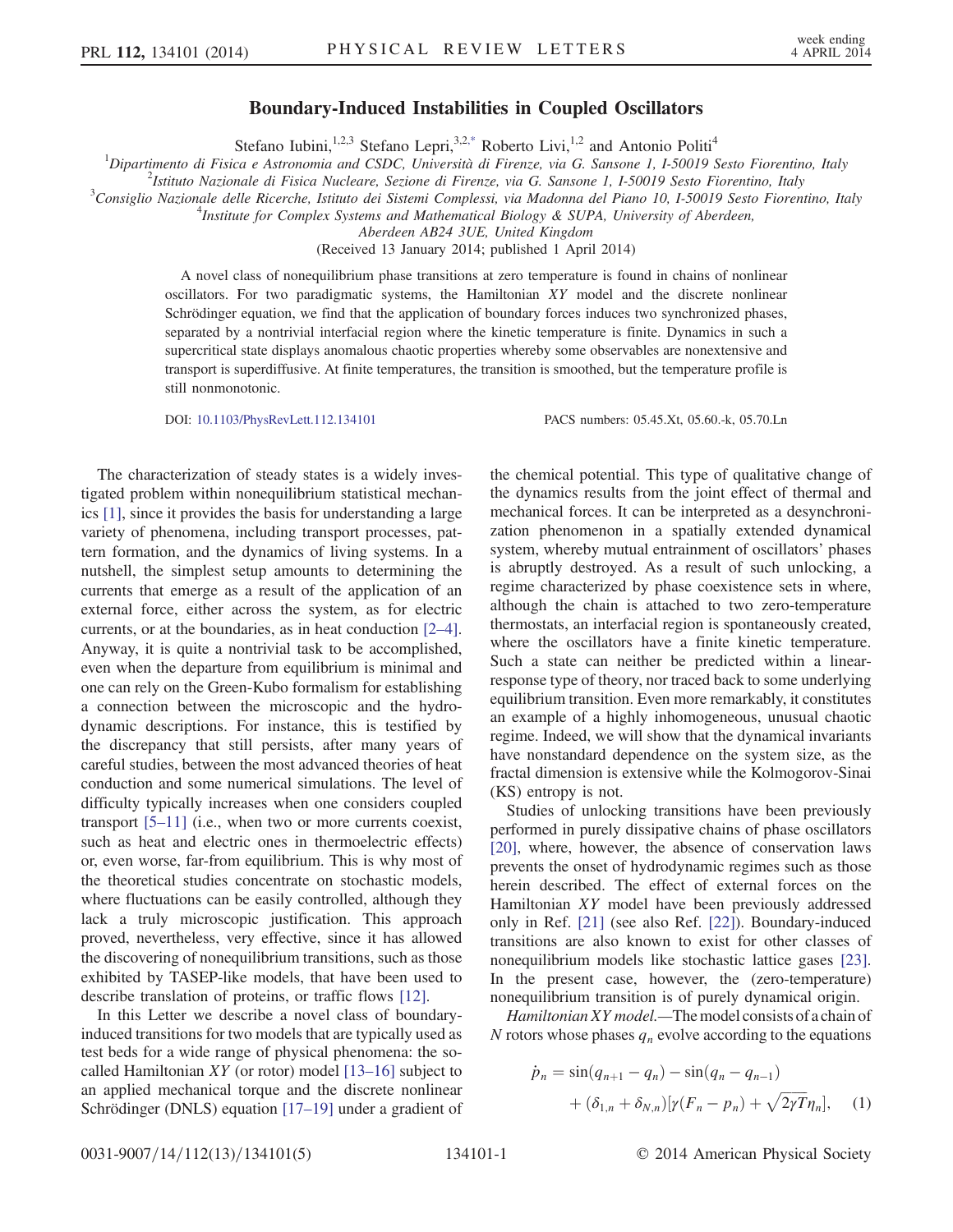# Boundary-Induced Instabilities in Coupled Oscillators

Stefano Iubini,[1,2,3] Stefano Lepri,[3,2,*] Roberto Livi,[1,2] and Antonio Politi[4]

[1]Dipartimento di Fisica e Astronomia and CSDC, Università di Firenze, via G. Sansone 1, I-50019 Sesto Fiorentino, Italy
[2]Istituto Nazionale di Fisica Nucleare, Sezione di Firenze, via G. Sansone 1, I-50019 Sesto Fiorentino, Italy
[3]Consiglio Nazionale delle Ricerche, Istituto dei Sistemi Complessi, via Madonna del Piano 10, I-50019 Sesto Fiorentino, Italy
[4]Institute for Complex Systems and Mathematical Biology & SUPA, University of Aberdeen, Aberdeen AB24 3UE, United Kingdom

(Received 13 January 2014; published 1 April 2014)

A novel class of nonequilibrium phase transitions at zero temperature is found in chains of nonlinear oscillators. For two paradigmatic systems, the Hamiltonian *XY* model and the discrete nonlinear Schrödinger equation, we find that the application of boundary forces induces two synchronized phases, separated by a nontrivial interfacial region where the kinetic temperature is finite. Dynamics in such a supercritical state displays anomalous chaotic properties whereby some observables are nonextensive and transport is superdiffusive. At finite temperatures, the transition is smoothed, but the temperature profile is still nonmonotonic.

DOI: 10.1103/PhysRevLett.112.134101 PACS numbers: 05.45.Xt, 05.60.-k, 05.70.Ln

The characterization of steady states is a widely investigated problem within nonequilibrium statistical mechanics [1], since it provides the basis for understanding a large variety of phenomena, including transport processes, pattern formation, and the dynamics of living systems. In a nutshell, the simplest setup amounts to determining the currents that emerge as a result of the application of an external force, either across the system, as for electric currents, or at the boundaries, as in heat conduction [2–4]. Anyway, it is quite a nontrivial task to be accomplished, even when the departure from equilibrium is minimal and one can rely on the Green-Kubo formalism for establishing a connection between the microscopic and the hydrodynamic descriptions. For instance, this is testified by the discrepancy that still persists, after many years of careful studies, between the most advanced theories of heat conduction and some numerical simulations. The level of difficulty typically increases when one considers coupled transport [5–11] (i.e., when two or more currents coexist, such as heat and electric ones in thermoelectric effects) or, even worse, far-from equilibrium. This is why most of the theoretical studies concentrate on stochastic models, where fluctuations can be easily controlled, although they lack a truly microscopic justification. This approach proved, nevertheless, very effective, since it has allowed the discovering of nonequilibrium transitions, such as those exhibited by TASEP-like models, that have been used to describe translation of proteins, or traffic flows [12].

In this Letter we describe a novel class of boundary-induced transitions for two models that are typically used as test beds for a wide range of physical phenomena: the so-called Hamiltonian *XY* (or rotor) model [13–16] subject to an applied mechanical torque and the discrete nonlinear Schrödinger (DNLS) equation [17–19] under a gradient of the chemical potential. This type of qualitative change of the dynamics results from the joint effect of thermal and mechanical forces. It can be interpreted as a desynchronization phenomenon in a spatially extended dynamical system, whereby mutual entrainment of oscillators' phases is abruptly destroyed. As a result of such unlocking, a regime characterized by phase coexistence sets in where, although the chain is attached to two zero-temperature thermostats, an interfacial region is spontaneously created, where the oscillators have a finite kinetic temperature. Such a state can neither be predicted within a linear-response type of theory, nor traced back to some underlying equilibrium transition. Even more remarkably, it constitutes an example of a highly inhomogeneous, unusual chaotic regime. Indeed, we will show that the dynamical invariants have nonstandard dependence on the system size, as the fractal dimension is extensive while the Kolmogorov-Sinai (KS) entropy is not.

Studies of unlocking transitions have been previously performed in purely dissipative chains of phase oscillators [20], where, however, the absence of conservation laws prevents the onset of hydrodynamic regimes such as those herein described. The effect of external forces on the Hamiltonian *XY* model have been previously addressed only in Ref. [21] (see also Ref. [22]). Boundary-induced transitions are also known to exist for other classes of nonequilibrium models like stochastic lattice gases [23]. In the present case, however, the (zero-temperature) nonequilibrium transition is of purely dynamical origin.

*Hamiltonian XY model.*—The model consists of a chain of $N$ rotors whose phases $q_n$ evolve according to the equations

$$\dot{p}_n = \sin(q_{n+1} - q_n) - \sin(q_n - q_{n-1}) + (\delta_{1,n} + \delta_{N,n})[\gamma(F_n - p_n) + \sqrt{2\gamma T}\eta_n], \quad (1)$$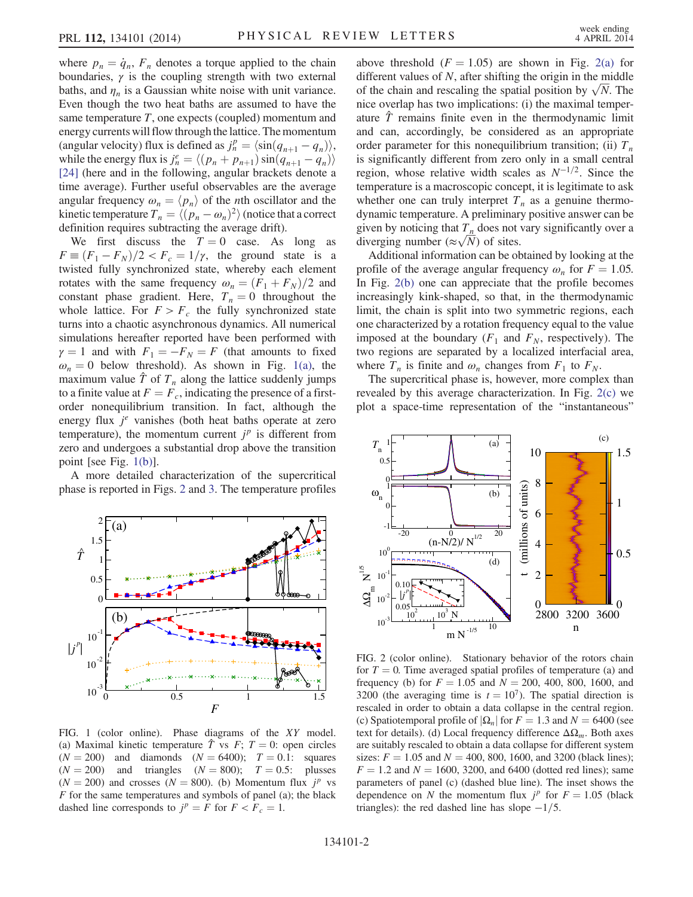where $p_n = \dot{q}_n$, $F_n$ denotes a torque applied to the chain boundaries, $\gamma$ is the coupling strength with two external baths, and $\eta_n$ is a Gaussian white noise with unit variance. Even though the two heat baths are assumed to have the same temperature $T$, one expects (coupled) momentum and energy currents will flow through the lattice. The momentum (angular velocity) flux is defined as $j_n^p = \langle \sin(q_{n+1} - q_n) \rangle$, while the energy flux is $j_n^e = \langle (p_n + p_{n+1}) \sin(q_{n+1} - q_n) \rangle$ [24] (here and in the following, angular brackets denote a time average). Further useful observables are the average angular frequency $\omega_n = \langle p_n \rangle$ of the $n$th oscillator and the kinetic temperature $T_n = \langle (p_n - \omega_n)^2 \rangle$ (notice that a correct definition requires subtracting the average drift).

We first discuss the $T = 0$ case. As long as $F \equiv (F_1 - F_N)/2 < F_c = 1/\gamma$, the ground state is a twisted fully synchronized state, whereby each element rotates with the same frequency $\omega_n = (F_1 + F_N)/2$ and constant phase gradient. Here, $T_n = 0$ throughout the whole lattice. For $F > F_c$ the fully synchronized state turns into a chaotic asynchronous dynamics. All numerical simulations hereafter reported have been performed with $\gamma = 1$ and with $F_1 = -F_N = F$ (that amounts to fixed $\omega_n = 0$ below threshold). As shown in Fig. 1(a), the maximum value $\hat{T}$ of $T_n$ along the lattice suddenly jumps to a finite value at $F = F_c$, indicating the presence of a first-order nonequilibrium transition. In fact, although the energy flux $j^e$ vanishes (both heat baths operate at zero temperature), the momentum current $j^p$ is different from zero and undergoes a substantial drop above the transition point [see Fig. 1(b)].

A more detailed characterization of the supercritical phase is reported in Figs. 2 and 3. The temperature profiles above threshold ($F = 1.05$) are shown in Fig. 2(a) for different values of $N$, after shifting the origin in the middle of the chain and rescaling the spatial position by $\sqrt{N}$. The nice overlap has two implications: (i) the maximal temperature $\hat{T}$ remains finite even in the thermodynamic limit and can, accordingly, be considered as an appropriate order parameter for this nonequilibrium transition; (ii) $T_n$ is significantly different from zero only in a small central region, whose relative width scales as $N^{-1/2}$. Since the temperature is a macroscopic concept, it is legitimate to ask whether one can truly interpret $T_n$ as a genuine thermodynamic temperature. A preliminary positive answer can be given by noticing that $T_n$ does not vary significantly over a diverging number ($\approx \sqrt{N}$) of sites.

Additional information can be obtained by looking at the profile of the average angular frequency $\omega_n$ for $F = 1.05$. In Fig. 2(b) one can appreciate that the profile becomes increasingly kink-shaped, so that, in the thermodynamic limit, the chain is split into two symmetric regions, each one characterized by a rotation frequency equal to the value imposed at the boundary ($F_1$ and $F_N$, respectively). The two regions are separated by a localized interfacial area, where $T_n$ is finite and $\omega_n$ changes from $F_1$ to $F_N$.

The supercritical phase is, however, more complex than revealed by this average characterization. In Fig. 2(c) we plot a space-time representation of the "instantaneous"

FIG. 1 (color online). Phase diagrams of the $XY$ model. (a) Maximal kinetic temperature $\hat{T}$ vs $F$; $T = 0$: open circles ($N = 200$) and diamonds ($N = 6400$); $T = 0.1$: squares ($N = 200$) and triangles ($N = 800$); $T = 0.5$: plusses ($N = 200$) and crosses ($N = 800$). (b) Momentum flux $j^p$ vs $F$ for the same temperatures and symbols of panel (a); the black dashed line corresponds to $j^p = F$ for $F < F_c = 1$.

FIG. 2 (color online). Stationary behavior of the rotors chain for $T = 0$. Time averaged spatial profiles of temperature (a) and frequency (b) for $F = 1.05$ and $N = 200$, 400, 800, 1600, and 3200 (the averaging time is $t = 10^7$). The spatial direction is rescaled in order to obtain a data collapse in the central region. (c) Spatiotemporal profile of $|\Omega_n|$ for $F = 1.3$ and $N = 6400$ (see text for details). (d) Local frequency difference $\Delta\Omega_m$. Both axes are suitably rescaled to obtain a data collapse for different system sizes: $F = 1.05$ and $N = 400$, 800, 1600, and 3200 (black lines); $F = 1.2$ and $N = 1600$, 3200, and 6400 (dotted red lines); same parameters of panel (c) (dashed blue line). The inset shows the dependence on $N$ the momentum flux $j^p$ for $F = 1.05$ (black triangles): the red dashed line has slope $-1/5$.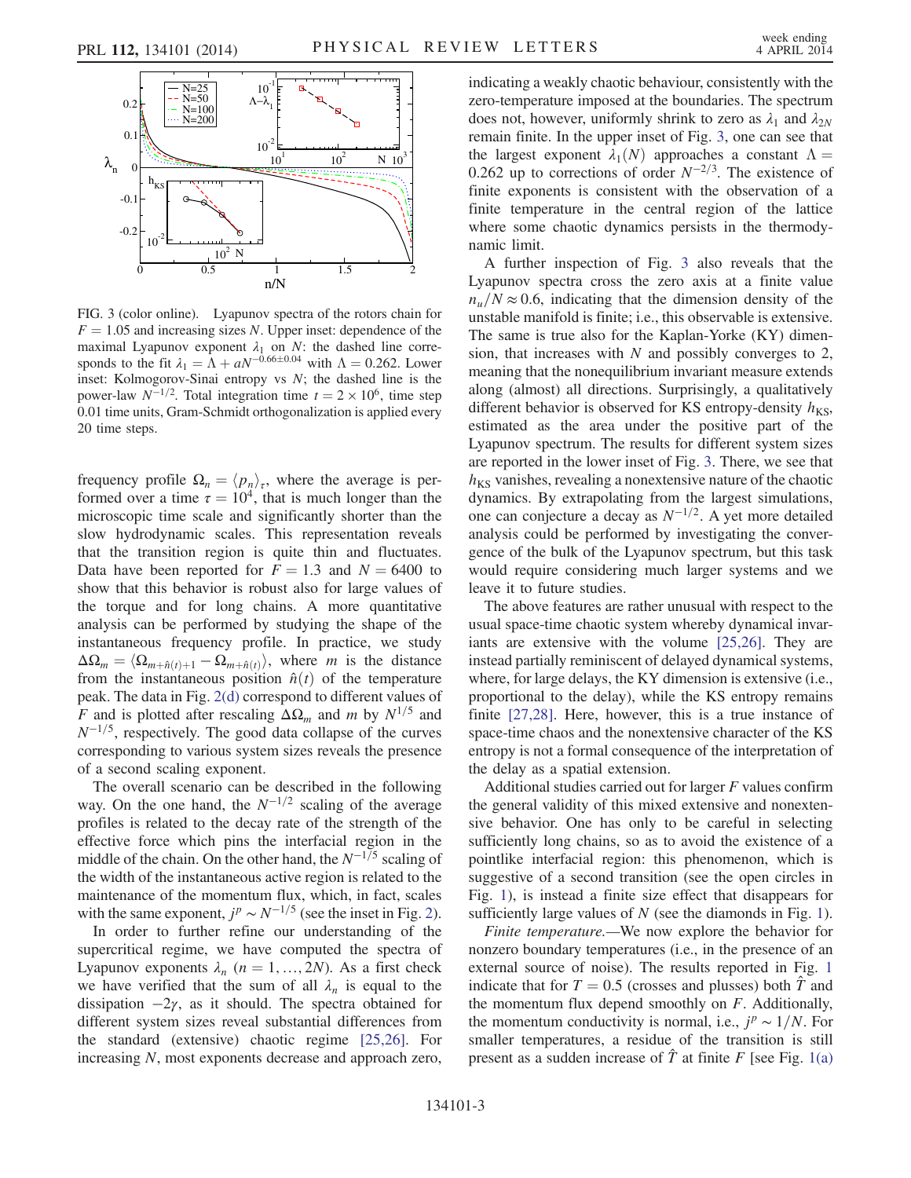FIG. 3 (color online). Lyapunov spectra of the rotors chain for $F = 1.05$ and increasing sizes $N$. Upper inset: dependence of the maximal Lyapunov exponent $\lambda_1$ on $N$: the dashed line corresponds to the fit $\lambda_1 = \Lambda + aN^{-0.66\pm0.04}$ with $\Lambda = 0.262$. Lower inset: Kolmogorov-Sinai entropy vs $N$; the dashed line is the power-law $N^{-1/2}$. Total integration time $t = 2 \times 10^6$, time step 0.01 time units, Gram-Schmidt orthogonalization is applied every 20 time steps.

frequency profile $\Omega_n = \langle p_n \rangle_\tau$, where the average is performed over a time $\tau = 10^4$, that is much longer than the microscopic time scale and significantly shorter than the slow hydrodynamic scales. This representation reveals that the transition region is quite thin and fluctuates. Data have been reported for $F = 1.3$ and $N = 6400$ to show that this behavior is robust also for large values of the torque and for long chains. A more quantitative analysis can be performed by studying the shape of the instantaneous frequency profile. In practice, we study $\Delta\Omega_m = \langle \Omega_{m+\hat{n}(t)+1} - \Omega_{m+\hat{n}(t)} \rangle$, where $m$ is the distance from the instantaneous position $\hat{n}(t)$ of the temperature peak. The data in Fig. 2(d) correspond to different values of $F$ and is plotted after rescaling $\Delta\Omega_m$ and $m$ by $N^{1/5}$ and $N^{-1/5}$, respectively. The good data collapse of the curves corresponding to various system sizes reveals the presence of a second scaling exponent.

The overall scenario can be described in the following way. On the one hand, the $N^{-1/2}$ scaling of the average profiles is related to the decay rate of the strength of the effective force which pins the interfacial region in the middle of the chain. On the other hand, the $N^{-1/5}$ scaling of the width of the instantaneous active region is related to the maintenance of the momentum flux, which, in fact, scales with the same exponent, $j^p \sim N^{-1/5}$ (see the inset in Fig. 2).

In order to further refine our understanding of the supercritical regime, we have computed the spectra of Lyapunov exponents $\lambda_n$ ($n = 1, \ldots, 2N$). As a first check we have verified that the sum of all $\lambda_n$ is equal to the dissipation $-2\gamma$, as it should. The spectra obtained for different system sizes reveal substantial differences from the standard (extensive) chaotic regime [25,26]. For increasing $N$, most exponents decrease and approach zero, indicating a weakly chaotic behaviour, consistently with the zero-temperature imposed at the boundaries. The spectrum does not, however, uniformly shrink to zero as $\lambda_1$ and $\lambda_{2N}$ remain finite. In the upper inset of Fig. 3, one can see that the largest exponent $\lambda_1(N)$ approaches a constant $\Lambda = 0.262$ up to corrections of order $N^{-2/3}$. The existence of finite exponents is consistent with the observation of a finite temperature in the central region of the lattice where some chaotic dynamics persists in the thermodynamic limit.

A further inspection of Fig. 3 also reveals that the Lyapunov spectra cross the zero axis at a finite value $n_u/N \approx 0.6$, indicating that the dimension density of the unstable manifold is finite; i.e., this observable is extensive. The same is true also for the Kaplan-Yorke (KY) dimension, that increases with $N$ and possibly converges to 2, meaning that the nonequilibrium invariant measure extends along (almost) all directions. Surprisingly, a qualitatively different behavior is observed for KS entropy-density $h_{\text{KS}}$, estimated as the area under the positive part of the Lyapunov spectrum. The results for different system sizes are reported in the lower inset of Fig. 3. There, we see that $h_{\text{KS}}$ vanishes, revealing a nonextensive nature of the chaotic dynamics. By extrapolating from the largest simulations, one can conjecture a decay as $N^{-1/2}$. A yet more detailed analysis could be performed by investigating the convergence of the bulk of the Lyapunov spectrum, but this task would require considering much larger systems and we leave it to future studies.

The above features are rather unusual with respect to the usual space-time chaotic system whereby dynamical invariants are extensive with the volume [25,26]. They are instead partially reminiscent of delayed dynamical systems, where, for large delays, the KY dimension is extensive (i.e., proportional to the delay), while the KS entropy remains finite [27,28]. Here, however, this is a true instance of space-time chaos and the nonextensive character of the KS entropy is not a formal consequence of the interpretation of the delay as a spatial extension.

Additional studies carried out for larger $F$ values confirm the general validity of this mixed extensive and nonextensive behavior. One has only to be careful in selecting sufficiently long chains, so as to avoid the existence of a pointlike interfacial region: this phenomenon, which is suggestive of a second transition (see the open circles in Fig. 1), is instead a finite size effect that disappears for sufficiently large values of $N$ (see the diamonds in Fig. 1).

*Finite temperature.*—We now explore the behavior for nonzero boundary temperatures (i.e., in the presence of an external source of noise). The results reported in Fig. 1 indicate that for $T = 0.5$ (crosses and plusses) both $\hat{T}$ and the momentum flux depend smoothly on $F$. Additionally, the momentum conductivity is normal, i.e., $j^p \sim 1/N$. For smaller temperatures, a residue of the transition is still present as a sudden increase of $\hat{T}$ at finite $F$ [see Fig. 1(a)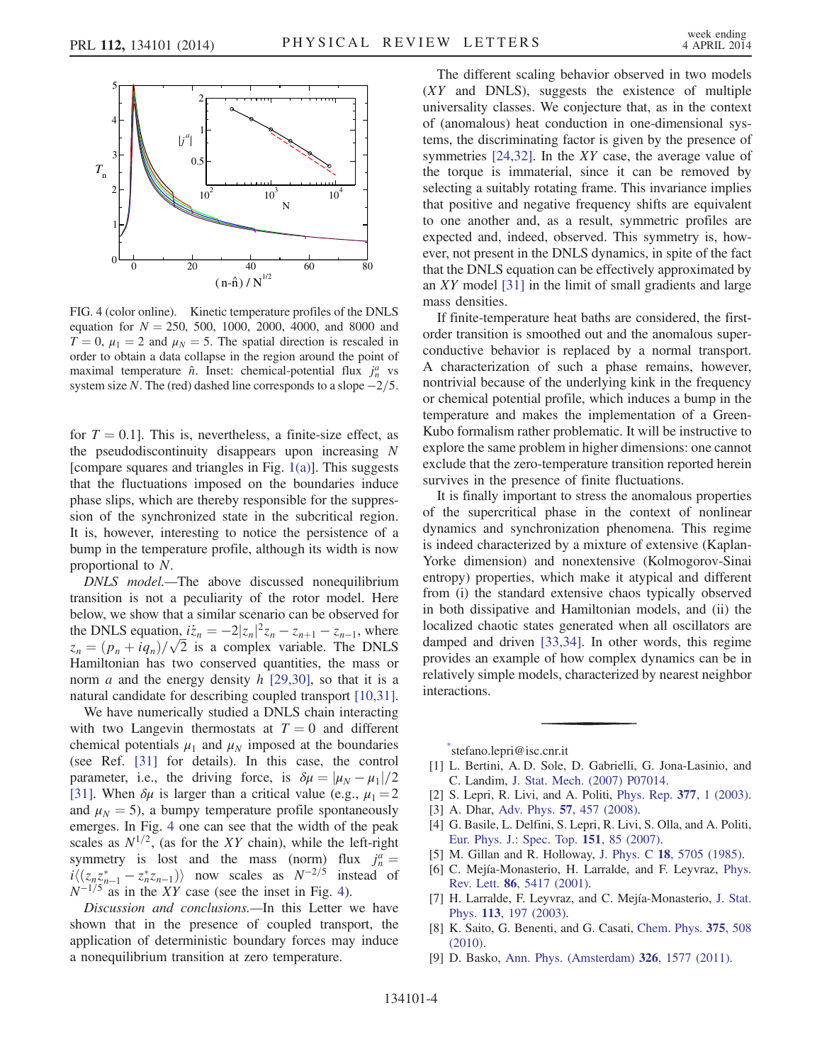FIG. 4 (color online). Kinetic temperature profiles of the DNLS equation for $N = 250$, 500, 1000, 2000, 4000, and 8000 and $T = 0$, $\mu_1 = 2$ and $\mu_N = 5$. The spatial direction is rescaled in order to obtain a data collapse in the region around the point of maximal temperature $\hat{n}$. Inset: chemical-potential flux $j_n^a$ vs system size $N$. The (red) dashed line corresponds to a slope $-2/5$.

for $T = 0.1$]. This is, nevertheless, a finite-size effect, as the pseudodiscontinuity disappears upon increasing $N$ [compare squares and triangles in Fig. 1(a)]. This suggests that the fluctuations imposed on the boundaries induce phase slips, which are thereby responsible for the suppression of the synchronized state in the subcritical region. It is, however, interesting to notice the persistence of a bump in the temperature profile, although its width is now proportional to $N$.

*DNLS model.*—The above discussed nonequilibrium transition is not a peculiarity of the rotor model. Here below, we show that a similar scenario can be observed for the DNLS equation, $i\dot{z}_n = -2|z_n|^2 z_n - z_{n+1} - z_{n-1}$, where $z_n = (p_n + iq_n)/\sqrt{2}$ is a complex variable. The DNLS Hamiltonian has two conserved quantities, the mass or norm $a$ and the energy density $h$ [29,30], so that it is a natural candidate for describing coupled transport [10,31].

We have numerically studied a DNLS chain interacting with two Langevin thermostats at $T = 0$ and different chemical potentials $\mu_1$ and $\mu_N$ imposed at the boundaries (see Ref. [31] for details). In this case, the control parameter, i.e., the driving force, is $\delta\mu = |\mu_N - \mu_1|/2$ [31]. When $\delta\mu$ is larger than a critical value (e.g., $\mu_1 = 2$ and $\mu_N = 5$), a bumpy temperature profile spontaneously emerges. In Fig. 4 one can see that the width of the peak scales as $N^{1/2}$, (as for the $XY$ chain), while the left-right symmetry is lost and the mass (norm) flux $j_n^a = i\langle (z_n z_{n-1}^* - z_n^* z_{n-1})\rangle$ now scales as $N^{-2/5}$ instead of $N^{-1/5}$ as in the $XY$ case (see the inset in Fig. 4).

*Discussion and conclusions.*—In this Letter we have shown that in the presence of coupled transport, the application of deterministic boundary forces may induce a nonequilibrium transition at zero temperature.

The different scaling behavior observed in two models ($XY$ and DNLS), suggests the existence of multiple universality classes. We conjecture that, as in the context of (anomalous) heat conduction in one-dimensional systems, the discriminating factor is given by the presence of symmetries [24,32]. In the $XY$ case, the average value of the torque is immaterial, since it can be removed by selecting a suitably rotating frame. This invariance implies that positive and negative frequency shifts are equivalent to one another and, as a result, symmetric profiles are expected and, indeed, observed. This symmetry is, however, not present in the DNLS dynamics, in spite of the fact that the DNLS equation can be effectively approximated by an $XY$ model [31] in the limit of small gradients and large mass densities.

If finite-temperature heat baths are considered, the first-order transition is smoothed out and the anomalous superconductive behavior is replaced by a normal transport. A characterization of such a phase remains, however, nontrivial because of the underlying kink in the frequency or chemical potential profile, which induces a bump in the temperature and makes the implementation of a Green-Kubo formalism rather problematic. It will be instructive to explore the same problem in higher dimensions: one cannot exclude that the zero-temperature transition reported herein survives in the presence of finite fluctuations.

It is finally important to stress the anomalous properties of the supercritical phase in the context of nonlinear dynamics and synchronization phenomena. This regime is indeed characterized by a mixture of extensive (Kaplan-Yorke dimension) and nonextensive (Kolmogorov-Sinai entropy) properties, which make it atypical and different from (i) the standard extensive chaos typically observed in both dissipative and Hamiltonian models, and (ii) the localized chaotic states generated when all oscillators are damped and driven [33,34]. In other words, this regime provides an example of how complex dynamics can be in relatively simple models, characterized by nearest neighbor interactions.

---

[*] stefano.lepri@isc.cnr.it

[1] L. Bertini, A. D. Sole, D. Gabrielli, G. Jona-Lasinio, and C. Landim, J. Stat. Mech. (2007) P07014.
[2] S. Lepri, R. Livi, and A. Politi, Phys. Rep. **377**, 1 (2003).
[3] A. Dhar, Adv. Phys. **57**, 457 (2008).
[4] G. Basile, L. Delfini, S. Lepri, R. Livi, S. Olla, and A. Politi, Eur. Phys. J.: Spec. Top. **151**, 85 (2007).
[5] M. Gillan and R. Holloway, J. Phys. C **18**, 5705 (1985).
[6] C. Mejía-Monasterio, H. Larralde, and F. Leyvraz, Phys. Rev. Lett. **86**, 5417 (2001).
[7] H. Larralde, F. Leyvraz, and C. Mejía-Monasterio, J. Stat. Phys. **113**, 197 (2003).
[8] K. Saito, G. Benenti, and G. Casati, Chem. Phys. **375**, 508 (2010).
[9] D. Basko, Ann. Phys. (Amsterdam) **326**, 1577 (2011).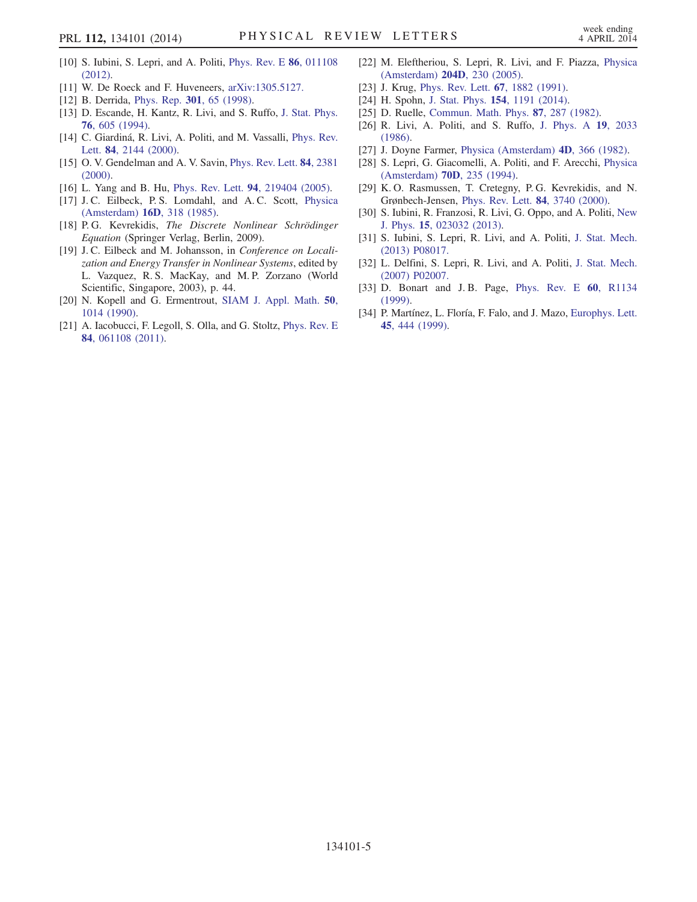[10] S. Iubini, S. Lepri, and A. Politi, Phys. Rev. E **86**, 011108 (2012).

[11] W. De Roeck and F. Huveneers, arXiv:1305.5127.

[12] B. Derrida, Phys. Rep. **301**, 65 (1998).

[13] D. Escande, H. Kantz, R. Livi, and S. Ruffo, J. Stat. Phys. **76**, 605 (1994).

[14] C. Giardiná, R. Livi, A. Politi, and M. Vassalli, Phys. Rev. Lett. **84**, 2144 (2000).

[15] O. V. Gendelman and A. V. Savin, Phys. Rev. Lett. **84**, 2381 (2000).

[16] L. Yang and B. Hu, Phys. Rev. Lett. **94**, 219404 (2005).

[17] J. C. Eilbeck, P. S. Lomdahl, and A. C. Scott, Physica (Amsterdam) **16D**, 318 (1985).

[18] P. G. Kevrekidis, *The Discrete Nonlinear Schrödinger Equation* (Springer Verlag, Berlin, 2009).

[19] J. C. Eilbeck and M. Johansson, in *Conference on Localization and Energy Transfer in Nonlinear Systems*, edited by L. Vazquez, R. S. MacKay, and M. P. Zorzano (World Scientific, Singapore, 2003), p. 44.

[20] N. Kopell and G. Ermentrout, SIAM J. Appl. Math. **50**, 1014 (1990).

[21] A. Iacobucci, F. Legoll, S. Olla, and G. Stoltz, Phys. Rev. E **84**, 061108 (2011).

[22] M. Eleftheriou, S. Lepri, R. Livi, and F. Piazza, Physica (Amsterdam) **204D**, 230 (2005).

[23] J. Krug, Phys. Rev. Lett. **67**, 1882 (1991).

[24] H. Spohn, J. Stat. Phys. **154**, 1191 (2014).

[25] D. Ruelle, Commun. Math. Phys. **87**, 287 (1982).

[26] R. Livi, A. Politi, and S. Ruffo, J. Phys. A **19**, 2033 (1986).

[27] J. Doyne Farmer, Physica (Amsterdam) **4D**, 366 (1982).

[28] S. Lepri, G. Giacomelli, A. Politi, and F. Arecchi, Physica (Amsterdam) **70D**, 235 (1994).

[29] K. O. Rasmussen, T. Cretegny, P. G. Kevrekidis, and N. Grønbech-Jensen, Phys. Rev. Lett. **84**, 3740 (2000).

[30] S. Iubini, R. Franzosi, R. Livi, G. Oppo, and A. Politi, New J. Phys. **15**, 023032 (2013).

[31] S. Iubini, S. Lepri, R. Livi, and A. Politi, J. Stat. Mech. (2013) P08017.

[32] L. Delfini, S. Lepri, R. Livi, and A. Politi, J. Stat. Mech. (2007) P02007.

[33] D. Bonart and J. B. Page, Phys. Rev. E **60**, R1134 (1999).

[34] P. Martínez, L. Floría, F. Falo, and J. Mazo, Europhys. Lett. **45**, 444 (1999).